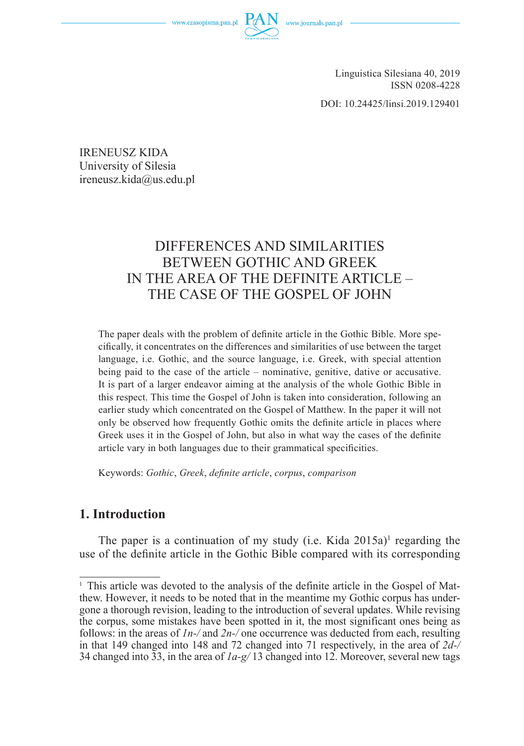Linguistica Silesiana 40, 2019
ISSN 0208-4228

DOI: 10.24425/linsi.2019.129401

IRENEUSZ KIDA
University of Silesia
ireneusz.kida@us.edu.pl

# DIFFERENCES AND SIMILARITIES BETWEEN GOTHIC AND GREEK IN THE AREA OF THE DEFINITE ARTICLE – THE CASE OF THE GOSPEL OF JOHN

The paper deals with the problem of definite article in the Gothic Bible. More specifically, it concentrates on the differences and similarities of use between the target language, i.e. Gothic, and the source language, i.e. Greek, with special attention being paid to the case of the article – nominative, genitive, dative or accusative. It is part of a larger endeavor aiming at the analysis of the whole Gothic Bible in this respect. This time the Gospel of John is taken into consideration, following an earlier study which concentrated on the Gospel of Matthew. In the paper it will not only be observed how frequently Gothic omits the definite article in places where Greek uses it in the Gospel of John, but also in what way the cases of the definite article vary in both languages due to their grammatical specificities.

Keywords: *Gothic*, *Greek*, *definite article*, *corpus*, *comparison*

## 1. Introduction

The paper is a continuation of my study (i.e. Kida 2015a)[1] regarding the use of the definite article in the Gothic Bible compared with its corresponding

[1] This article was devoted to the analysis of the definite article in the Gospel of Matthew. However, it needs to be noted that in the meantime my Gothic corpus has undergone a thorough revision, leading to the introduction of several updates. While revising the corpus, some mistakes have been spotted in it, the most significant ones being as follows: in the areas of *1n-/* and *2n-/* one occurrence was deducted from each, resulting in that 149 changed into 148 and 72 changed into 71 respectively, in the area of *2d-/* 34 changed into 33, in the area of *1a-g/* 13 changed into 12. Moreover, several new tags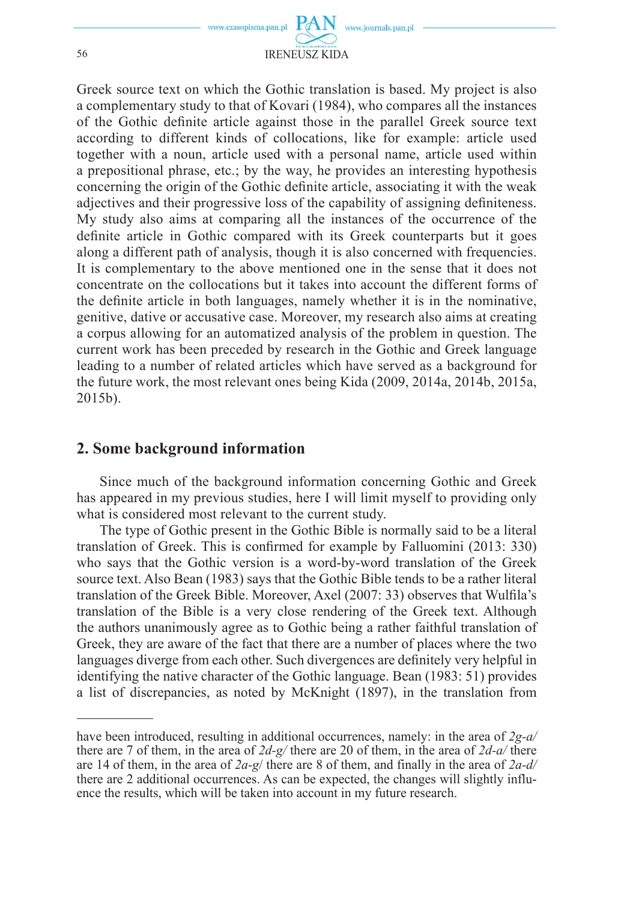Greek source text on which the Gothic translation is based. My project is also a complementary study to that of Kovari (1984), who compares all the instances of the Gothic definite article against those in the parallel Greek source text according to different kinds of collocations, like for example: article used together with a noun, article used with a personal name, article used within a prepositional phrase, etc.; by the way, he provides an interesting hypothesis concerning the origin of the Gothic definite article, associating it with the weak adjectives and their progressive loss of the capability of assigning definiteness. My study also aims at comparing all the instances of the occurrence of the definite article in Gothic compared with its Greek counterparts but it goes along a different path of analysis, though it is also concerned with frequencies. It is complementary to the above mentioned one in the sense that it does not concentrate on the collocations but it takes into account the different forms of the definite article in both languages, namely whether it is in the nominative, genitive, dative or accusative case. Moreover, my research also aims at creating a corpus allowing for an automatized analysis of the problem in question. The current work has been preceded by research in the Gothic and Greek language leading to a number of related articles which have served as a background for the future work, the most relevant ones being Kida (2009, 2014a, 2014b, 2015a, 2015b).

## 2. Some background information

Since much of the background information concerning Gothic and Greek has appeared in my previous studies, here I will limit myself to providing only what is considered most relevant to the current study.

The type of Gothic present in the Gothic Bible is normally said to be a literal translation of Greek. This is confirmed for example by Falluomini (2013: 330) who says that the Gothic version is a word-by-word translation of the Greek source text. Also Bean (1983) says that the Gothic Bible tends to be a rather literal translation of the Greek Bible. Moreover, Axel (2007: 33) observes that Wulfila's translation of the Bible is a very close rendering of the Greek text. Although the authors unanimously agree as to Gothic being a rather faithful translation of Greek, they are aware of the fact that there are a number of places where the two languages diverge from each other. Such divergences are definitely very helpful in identifying the native character of the Gothic language. Bean (1983: 51) provides a list of discrepancies, as noted by McKnight (1897), in the translation from

---

have been introduced, resulting in additional occurrences, namely: in the area of *2g-a/* there are 7 of them, in the area of *2d-g/* there are 20 of them, in the area of *2d-a/* there are 14 of them, in the area of *2a-g/* there are 8 of them, and finally in the area of *2a-d/* there are 2 additional occurrences. As can be expected, the changes will slightly influence the results, which will be taken into account in my future research.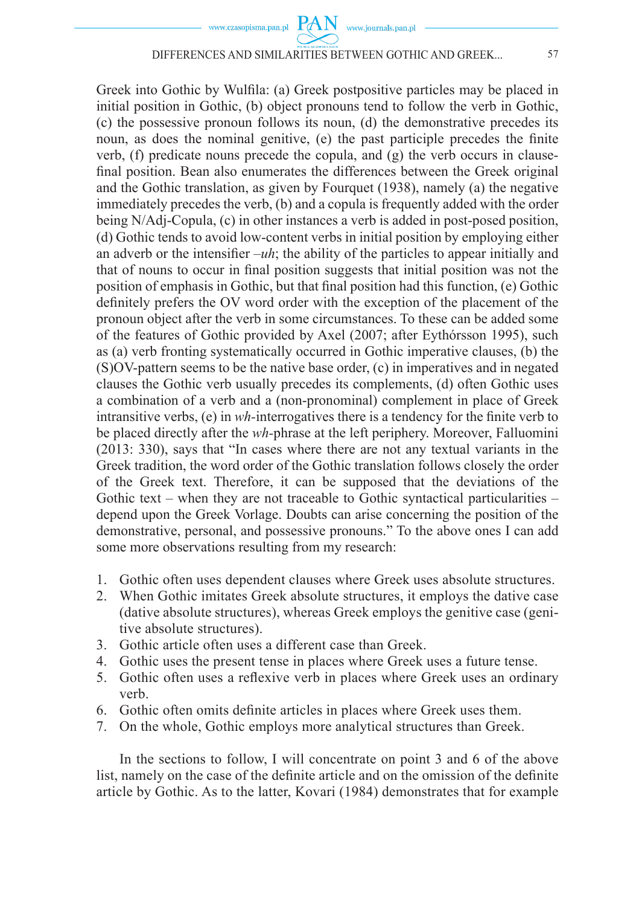Greek into Gothic by Wulfila: (a) Greek postpositive particles may be placed in initial position in Gothic, (b) object pronouns tend to follow the verb in Gothic, (c) the possessive pronoun follows its noun, (d) the demonstrative precedes its noun, as does the nominal genitive, (e) the past participle precedes the finite verb, (f) predicate nouns precede the copula, and (g) the verb occurs in clause-final position. Bean also enumerates the differences between the Greek original and the Gothic translation, as given by Fourquet (1938), namely (a) the negative immediately precedes the verb, (b) and a copula is frequently added with the order being N/Adj-Copula, (c) in other instances a verb is added in post-posed position, (d) Gothic tends to avoid low-content verbs in initial position by employing either an adverb or the intensifier *–uh*; the ability of the particles to appear initially and that of nouns to occur in final position suggests that initial position was not the position of emphasis in Gothic, but that final position had this function, (e) Gothic definitely prefers the OV word order with the exception of the placement of the pronoun object after the verb in some circumstances. To these can be added some of the features of Gothic provided by Axel (2007; after Eythórsson 1995), such as (a) verb fronting systematically occurred in Gothic imperative clauses, (b) the (S)OV-pattern seems to be the native base order, (c) in imperatives and in negated clauses the Gothic verb usually precedes its complements, (d) often Gothic uses a combination of a verb and a (non-pronominal) complement in place of Greek intransitive verbs, (e) in *wh*-interrogatives there is a tendency for the finite verb to be placed directly after the *wh*-phrase at the left periphery. Moreover, Falluomini (2013: 330), says that "In cases where there are not any textual variants in the Greek tradition, the word order of the Gothic translation follows closely the order of the Greek text. Therefore, it can be supposed that the deviations of the Gothic text – when they are not traceable to Gothic syntactical particularities – depend upon the Greek Vorlage. Doubts can arise concerning the position of the demonstrative, personal, and possessive pronouns." To the above ones I can add some more observations resulting from my research:

1. Gothic often uses dependent clauses where Greek uses absolute structures.
2. When Gothic imitates Greek absolute structures, it employs the dative case (dative absolute structures), whereas Greek employs the genitive case (genitive absolute structures).
3. Gothic article often uses a different case than Greek.
4. Gothic uses the present tense in places where Greek uses a future tense.
5. Gothic often uses a reflexive verb in places where Greek uses an ordinary verb.
6. Gothic often omits definite articles in places where Greek uses them.
7. On the whole, Gothic employs more analytical structures than Greek.

In the sections to follow, I will concentrate on point 3 and 6 of the above list, namely on the case of the definite article and on the omission of the definite article by Gothic. As to the latter, Kovari (1984) demonstrates that for example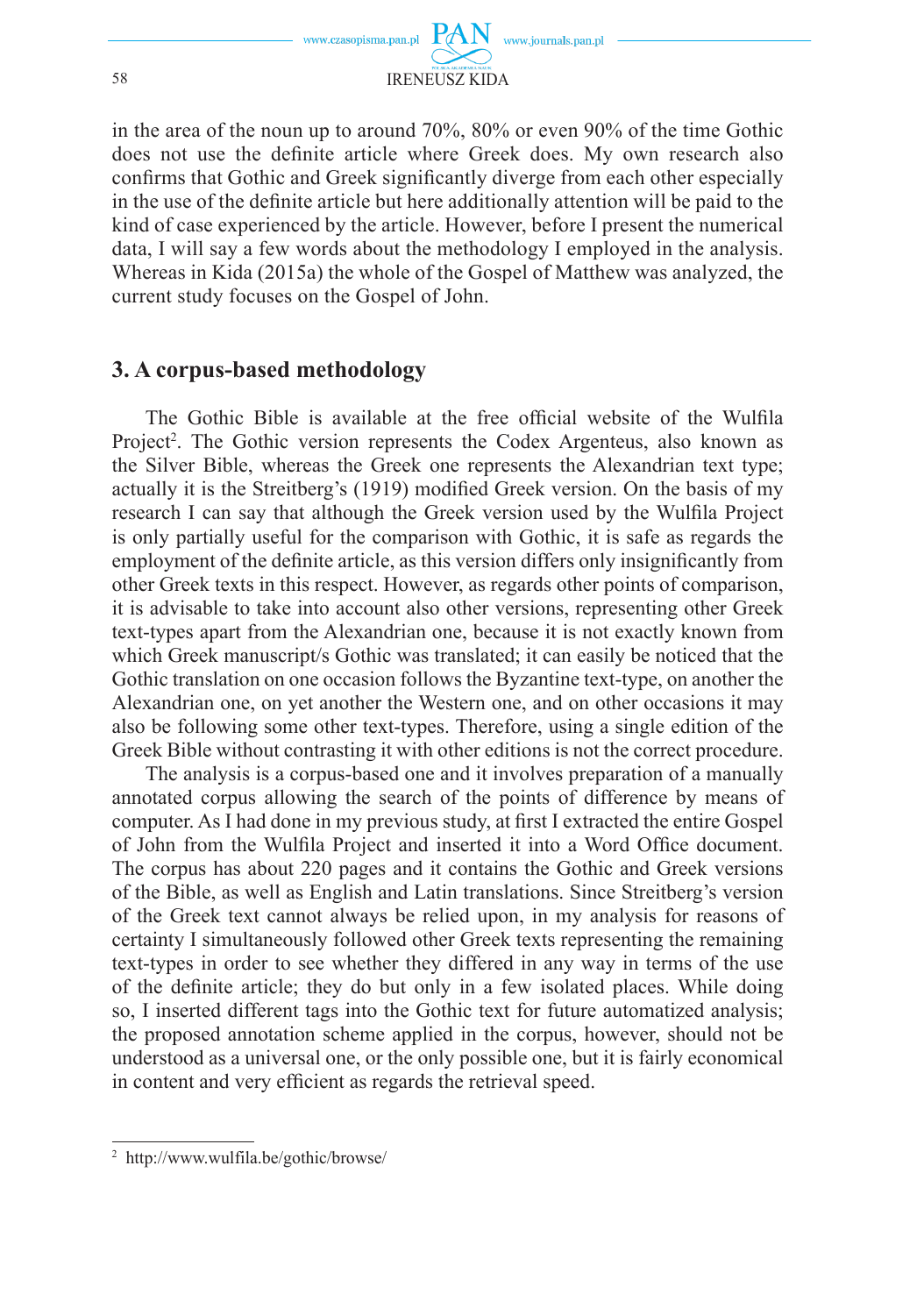in the area of the noun up to around 70%, 80% or even 90% of the time Gothic does not use the definite article where Greek does. My own research also confirms that Gothic and Greek significantly diverge from each other especially in the use of the definite article but here additionally attention will be paid to the kind of case experienced by the article. However, before I present the numerical data, I will say a few words about the methodology I employed in the analysis. Whereas in Kida (2015a) the whole of the Gospel of Matthew was analyzed, the current study focuses on the Gospel of John.

## 3. A corpus-based methodology

The Gothic Bible is available at the free official website of the Wulfila Project[2]. The Gothic version represents the Codex Argenteus, also known as the Silver Bible, whereas the Greek one represents the Alexandrian text type; actually it is the Streitberg's (1919) modified Greek version. On the basis of my research I can say that although the Greek version used by the Wulfila Project is only partially useful for the comparison with Gothic, it is safe as regards the employment of the definite article, as this version differs only insignificantly from other Greek texts in this respect. However, as regards other points of comparison, it is advisable to take into account also other versions, representing other Greek text-types apart from the Alexandrian one, because it is not exactly known from which Greek manuscript/s Gothic was translated; it can easily be noticed that the Gothic translation on one occasion follows the Byzantine text-type, on another the Alexandrian one, on yet another the Western one, and on other occasions it may also be following some other text-types. Therefore, using a single edition of the Greek Bible without contrasting it with other editions is not the correct procedure.

The analysis is a corpus-based one and it involves preparation of a manually annotated corpus allowing the search of the points of difference by means of computer. As I had done in my previous study, at first I extracted the entire Gospel of John from the Wulfila Project and inserted it into a Word Office document. The corpus has about 220 pages and it contains the Gothic and Greek versions of the Bible, as well as English and Latin translations. Since Streitberg's version of the Greek text cannot always be relied upon, in my analysis for reasons of certainty I simultaneously followed other Greek texts representing the remaining text-types in order to see whether they differed in any way in terms of the use of the definite article; they do but only in a few isolated places. While doing so, I inserted different tags into the Gothic text for future automatized analysis; the proposed annotation scheme applied in the corpus, however, should not be understood as a universal one, or the only possible one, but it is fairly economical in content and very efficient as regards the retrieval speed.

---

[2] http://www.wulfila.be/gothic/browse/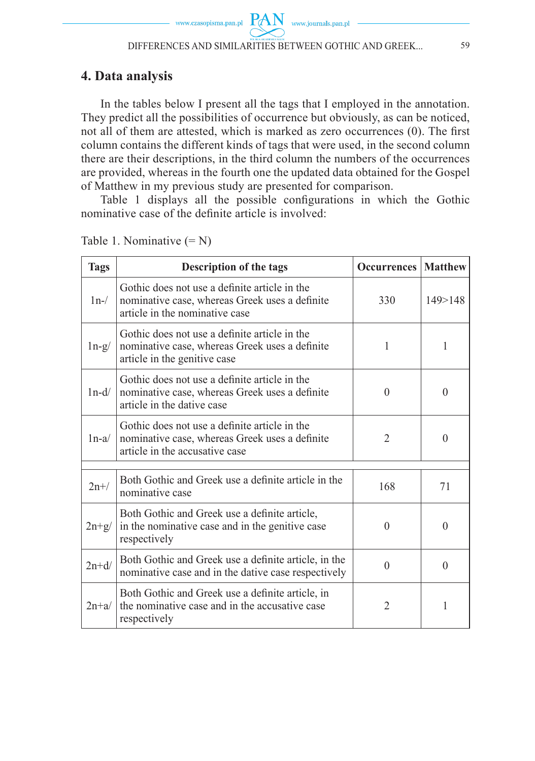## 4. Data analysis

In the tables below I present all the tags that I employed in the annotation. They predict all the possibilities of occurrence but obviously, as can be noticed, not all of them are attested, which is marked as zero occurrences (0). The first column contains the different kinds of tags that were used, in the second column there are their descriptions, in the third column the numbers of the occurrences are provided, whereas in the fourth one the updated data obtained for the Gospel of Matthew in my previous study are presented for comparison.

Table 1 displays all the possible configurations in which the Gothic nominative case of the definite article is involved:

Table 1. Nominative (= N)

| Tags | Description of the tags | Occurrences | Matthew |
|---|---|---|---|
| 1n-/ | Gothic does not use a definite article in the nominative case, whereas Greek uses a definite article in the nominative case | 330 | 149>148 |
| 1n-g/ | Gothic does not use a definite article in the nominative case, whereas Greek uses a definite article in the genitive case | 1 | 1 |
| 1n-d/ | Gothic does not use a definite article in the nominative case, whereas Greek uses a definite article in the dative case | 0 | 0 |
| 1n-a/ | Gothic does not use a definite article in the nominative case, whereas Greek uses a definite article in the accusative case | 2 | 0 |
| | | | |
| 2n+/ | Both Gothic and Greek use a definite article in the nominative case | 168 | 71 |
| 2n+g/ | Both Gothic and Greek use a definite article, in the nominative case and in the genitive case respectively | 0 | 0 |
| 2n+d/ | Both Gothic and Greek use a definite article, in the nominative case and in the dative case respectively | 0 | 0 |
| 2n+a/ | Both Gothic and Greek use a definite article, in the nominative case and in the accusative case respectively | 2 | 1 |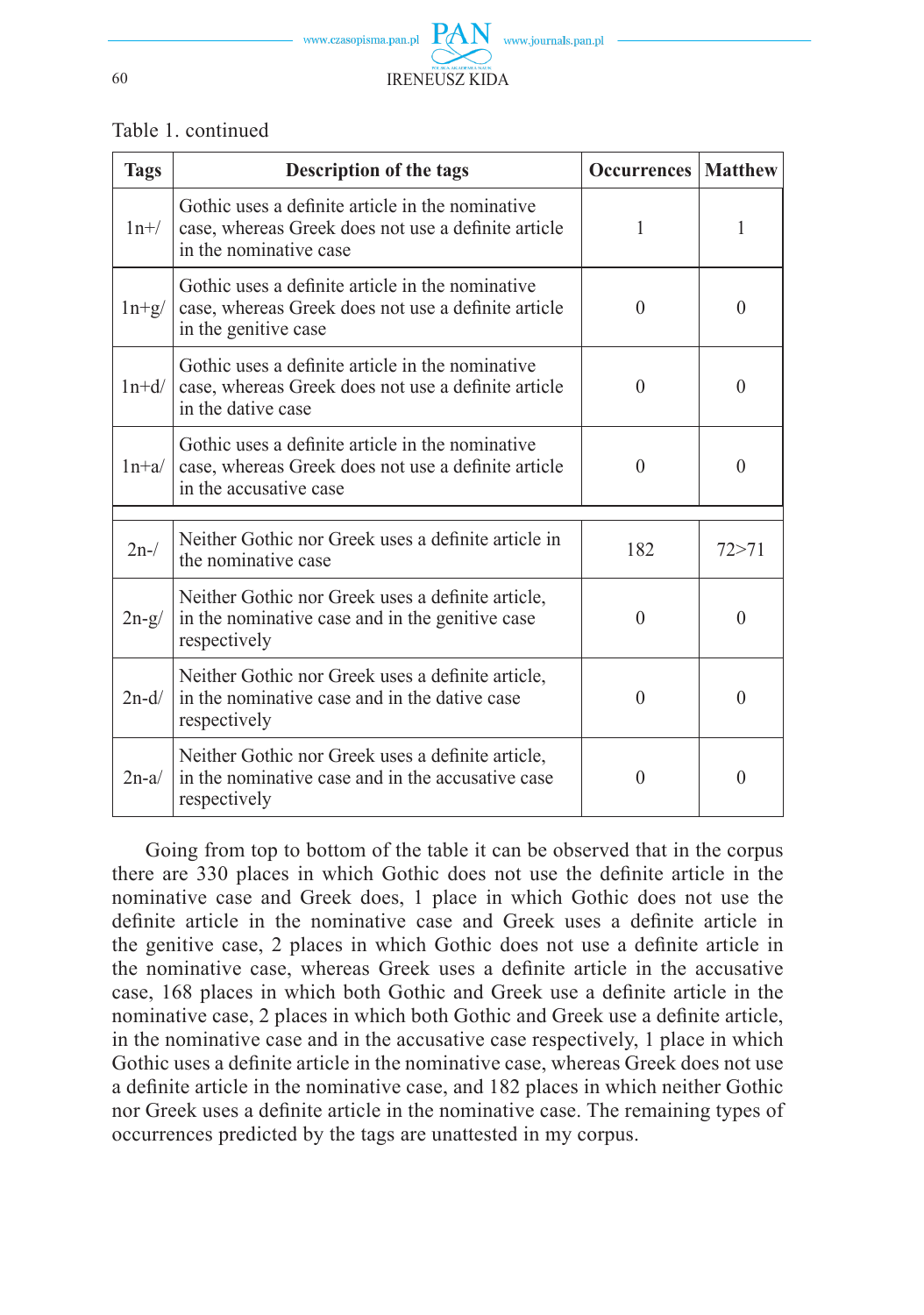Table 1. continued

| Tags | Description of the tags | Occurrences | Matthew |
|---|---|---|---|
| 1n+/ | Gothic uses a definite article in the nominative case, whereas Greek does not use a definite article in the nominative case | 1 | 1 |
| 1n+g/ | Gothic uses a definite article in the nominative case, whereas Greek does not use a definite article in the genitive case | 0 | 0 |
| 1n+d/ | Gothic uses a definite article in the nominative case, whereas Greek does not use a definite article in the dative case | 0 | 0 |
| 1n+a/ | Gothic uses a definite article in the nominative case, whereas Greek does not use a definite article in the accusative case | 0 | 0 |
| | | | |
| 2n-/ | Neither Gothic nor Greek uses a definite article in the nominative case | 182 | 72>71 |
| 2n-g/ | Neither Gothic nor Greek uses a definite article, in the nominative case and in the genitive case respectively | 0 | 0 |
| 2n-d/ | Neither Gothic nor Greek uses a definite article, in the nominative case and in the dative case respectively | 0 | 0 |
| 2n-a/ | Neither Gothic nor Greek uses a definite article, in the nominative case and in the accusative case respectively | 0 | 0 |

Going from top to bottom of the table it can be observed that in the corpus there are 330 places in which Gothic does not use the definite article in the nominative case and Greek does, 1 place in which Gothic does not use the definite article in the nominative case and Greek uses a definite article in the genitive case, 2 places in which Gothic does not use a definite article in the nominative case, whereas Greek uses a definite article in the accusative case, 168 places in which both Gothic and Greek use a definite article in the nominative case, 2 places in which both Gothic and Greek use a definite article, in the nominative case and in the accusative case respectively, 1 place in which Gothic uses a definite article in the nominative case, whereas Greek does not use a definite article in the nominative case, and 182 places in which neither Gothic nor Greek uses a definite article in the nominative case. The remaining types of occurrences predicted by the tags are unattested in my corpus.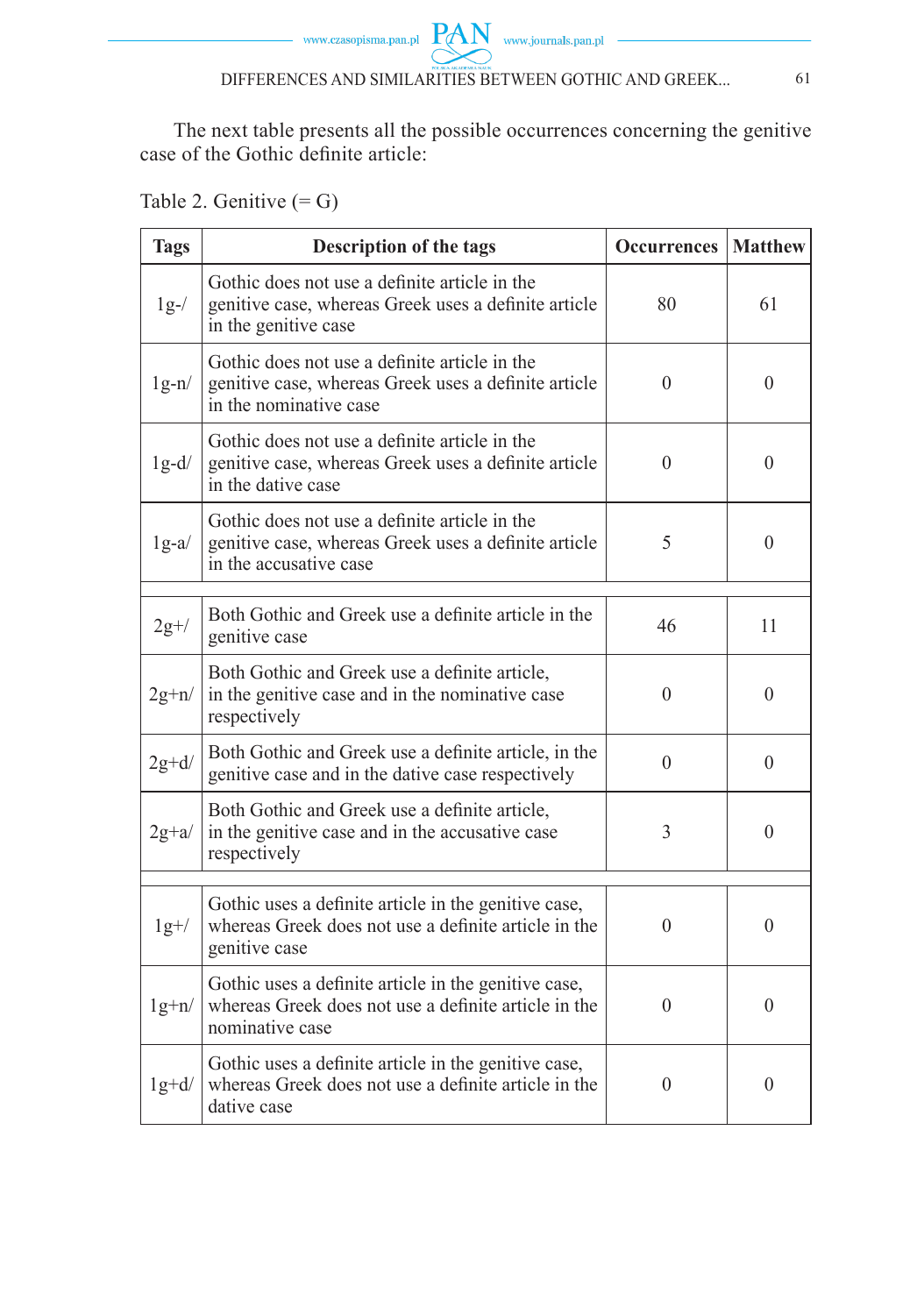The next table presents all the possible occurrences concerning the genitive case of the Gothic definite article:

Table 2. Genitive (= G)

| Tags | Description of the tags | Occurrences | Matthew |
|---|---|---|---|
| 1g-/ | Gothic does not use a definite article in the genitive case, whereas Greek uses a definite article in the genitive case | 80 | 61 |
| 1g-n/ | Gothic does not use a definite article in the genitive case, whereas Greek uses a definite article in the nominative case | 0 | 0 |
| 1g-d/ | Gothic does not use a definite article in the genitive case, whereas Greek uses a definite article in the dative case | 0 | 0 |
| 1g-a/ | Gothic does not use a definite article in the genitive case, whereas Greek uses a definite article in the accusative case | 5 | 0 |
| | | | |
| 2g+/ | Both Gothic and Greek use a definite article in the genitive case | 46 | 11 |
| 2g+n/ | Both Gothic and Greek use a definite article, in the genitive case and in the nominative case respectively | 0 | 0 |
| 2g+d/ | Both Gothic and Greek use a definite article, in the genitive case and in the dative case respectively | 0 | 0 |
| 2g+a/ | Both Gothic and Greek use a definite article, in the genitive case and in the accusative case respectively | 3 | 0 |
| | | | |
| 1g+/ | Gothic uses a definite article in the genitive case, whereas Greek does not use a definite article in the genitive case | 0 | 0 |
| 1g+n/ | Gothic uses a definite article in the genitive case, whereas Greek does not use a definite article in the nominative case | 0 | 0 |
| 1g+d/ | Gothic uses a definite article in the genitive case, whereas Greek does not use a definite article in the dative case | 0 | 0 |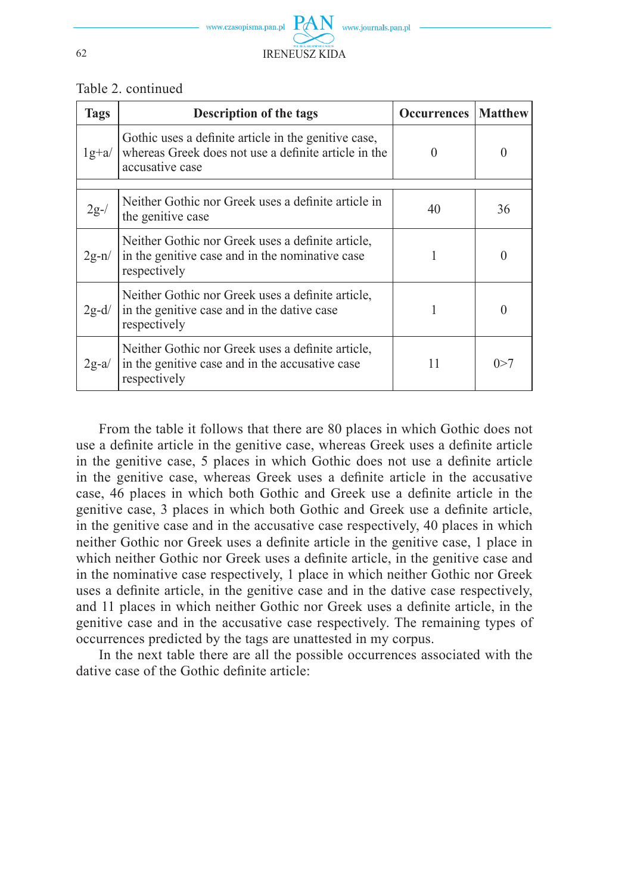Table 2. continued

| Tags | Description of the tags | Occurrences | Matthew |
|---|---|---|---|
| 1g+a/ | Gothic uses a definite article in the genitive case, whereas Greek does not use a definite article in the accusative case | 0 | 0 |
| | | | |
| 2g-/ | Neither Gothic nor Greek uses a definite article in the genitive case | 40 | 36 |
| 2g-n/ | Neither Gothic nor Greek uses a definite article, in the genitive case and in the nominative case respectively | 1 | 0 |
| 2g-d/ | Neither Gothic nor Greek uses a definite article, in the genitive case and in the dative case respectively | 1 | 0 |
| 2g-a/ | Neither Gothic nor Greek uses a definite article, in the genitive case and in the accusative case respectively | 11 | 0>7 |

From the table it follows that there are 80 places in which Gothic does not use a definite article in the genitive case, whereas Greek uses a definite article in the genitive case, 5 places in which Gothic does not use a definite article in the genitive case, whereas Greek uses a definite article in the accusative case, 46 places in which both Gothic and Greek use a definite article in the genitive case, 3 places in which both Gothic and Greek use a definite article, in the genitive case and in the accusative case respectively, 40 places in which neither Gothic nor Greek uses a definite article in the genitive case, 1 place in which neither Gothic nor Greek uses a definite article, in the genitive case and in the nominative case respectively, 1 place in which neither Gothic nor Greek uses a definite article, in the genitive case and in the dative case respectively, and 11 places in which neither Gothic nor Greek uses a definite article, in the genitive case and in the accusative case respectively. The remaining types of occurrences predicted by the tags are unattested in my corpus.

In the next table there are all the possible occurrences associated with the dative case of the Gothic definite article: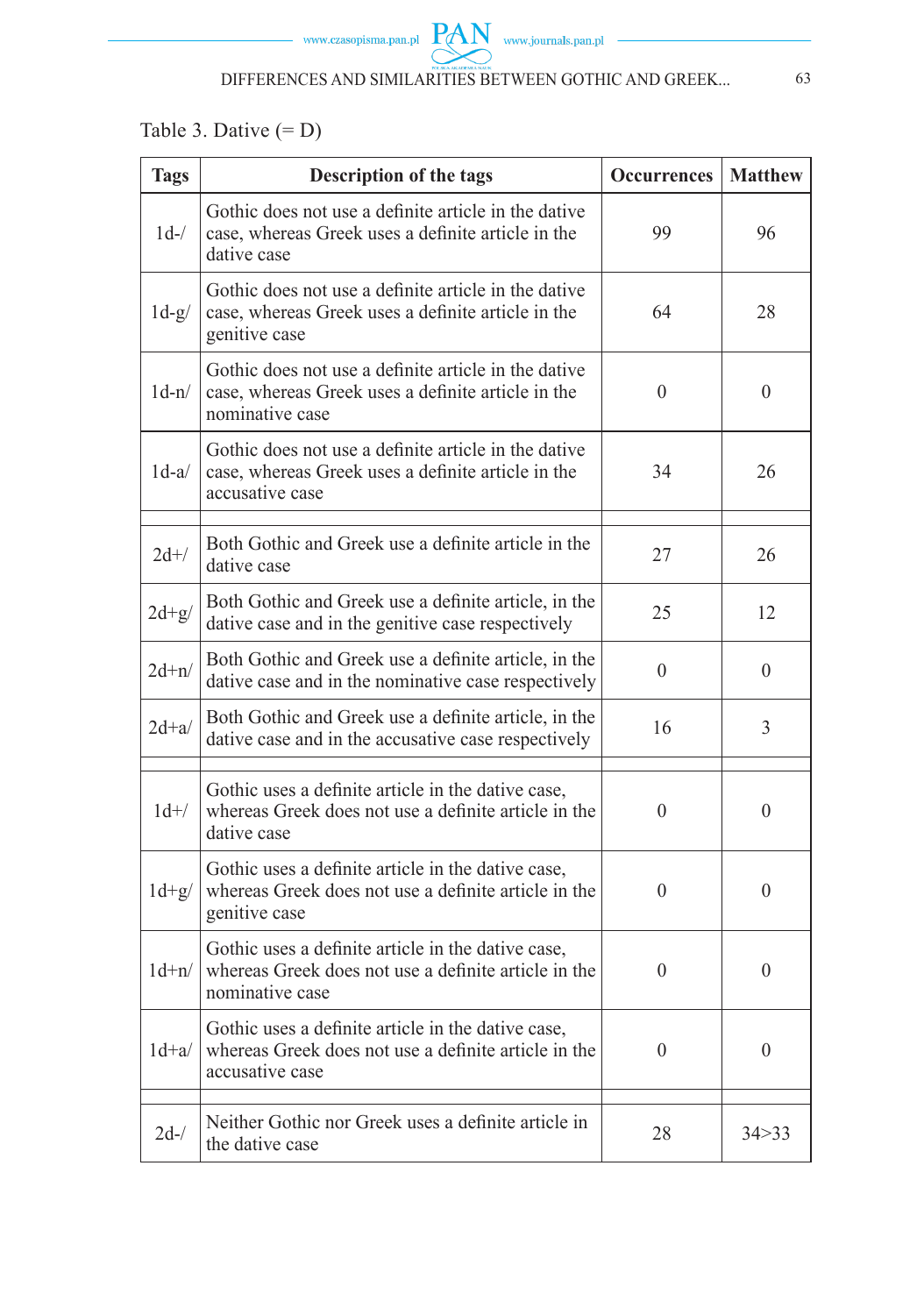Table 3. Dative (= D)

| Tags | Description of the tags | Occurrences | Matthew |
|---|---|---|---|
| 1d-/ | Gothic does not use a definite article in the dative case, whereas Greek uses a definite article in the dative case | 99 | 96 |
| 1d-g/ | Gothic does not use a definite article in the dative case, whereas Greek uses a definite article in the genitive case | 64 | 28 |
| 1d-n/ | Gothic does not use a definite article in the dative case, whereas Greek uses a definite article in the nominative case | 0 | 0 |
| 1d-a/ | Gothic does not use a definite article in the dative case, whereas Greek uses a definite article in the accusative case | 34 | 26 |
| | | | |
| 2d+/ | Both Gothic and Greek use a definite article in the dative case | 27 | 26 |
| 2d+g/ | Both Gothic and Greek use a definite article, in the dative case and in the genitive case respectively | 25 | 12 |
| 2d+n/ | Both Gothic and Greek use a definite article, in the dative case and in the nominative case respectively | 0 | 0 |
| 2d+a/ | Both Gothic and Greek use a definite article, in the dative case and in the accusative case respectively | 16 | 3 |
| | | | |
| 1d+/ | Gothic uses a definite article in the dative case, whereas Greek does not use a definite article in the dative case | 0 | 0 |
| 1d+g/ | Gothic uses a definite article in the dative case, whereas Greek does not use a definite article in the genitive case | 0 | 0 |
| 1d+n/ | Gothic uses a definite article in the dative case, whereas Greek does not use a definite article in the nominative case | 0 | 0 |
| 1d+a/ | Gothic uses a definite article in the dative case, whereas Greek does not use a definite article in the accusative case | 0 | 0 |
| | | | |
| 2d-/ | Neither Gothic nor Greek uses a definite article in the dative case | 28 | 34>33 |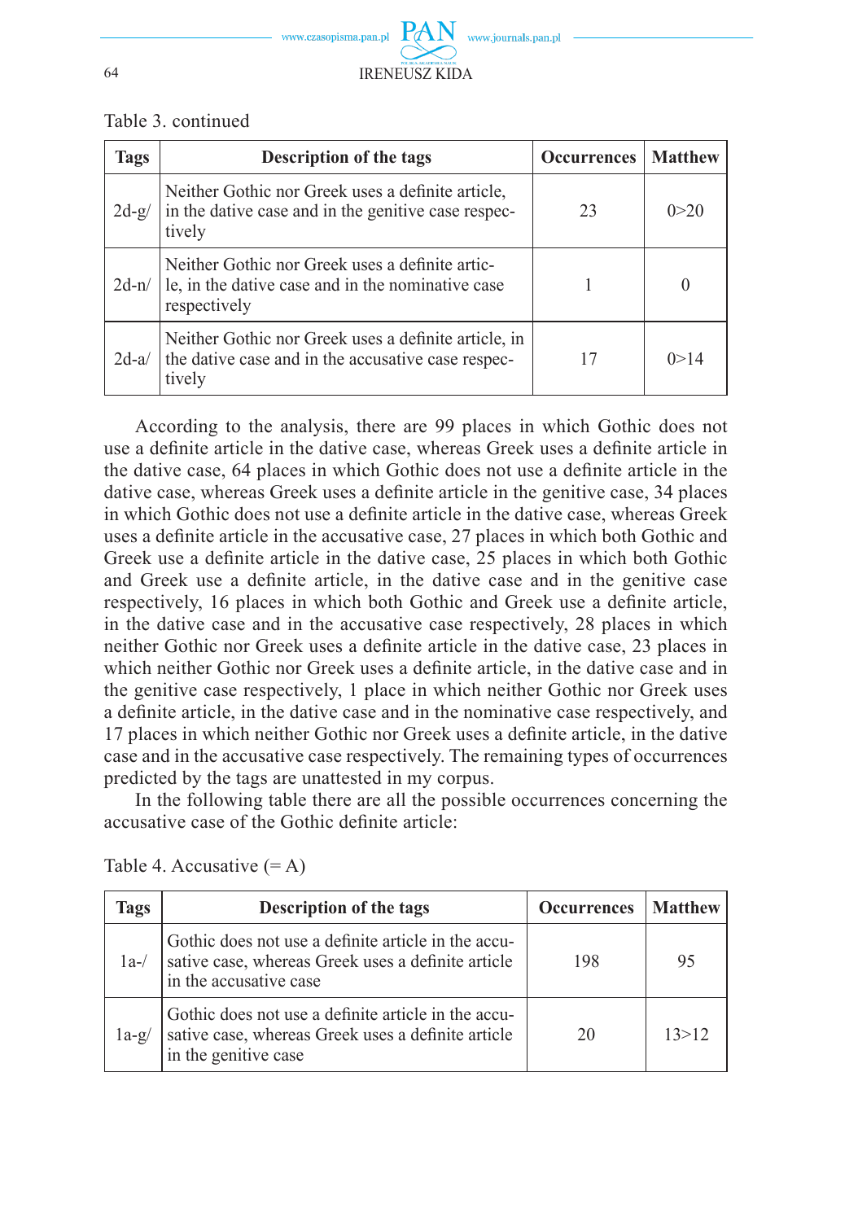Table 3. continued

| Tags | Description of the tags | Occurrences | Matthew |
|---|---|---|---|
| 2d-g/ | Neither Gothic nor Greek uses a definite article, in the dative case and in the genitive case respectively | 23 | 0>20 |
| 2d-n/ | Neither Gothic nor Greek uses a definite article, in the dative case and in the nominative case respectively | 1 | 0 |
| 2d-a/ | Neither Gothic nor Greek uses a definite article, in the dative case and in the accusative case respectively | 17 | 0>14 |

According to the analysis, there are 99 places in which Gothic does not use a definite article in the dative case, whereas Greek uses a definite article in the dative case, 64 places in which Gothic does not use a definite article in the dative case, whereas Greek uses a definite article in the genitive case, 34 places in which Gothic does not use a definite article in the dative case, whereas Greek uses a definite article in the accusative case, 27 places in which both Gothic and Greek use a definite article in the dative case, 25 places in which both Gothic and Greek use a definite article, in the dative case and in the genitive case respectively, 16 places in which both Gothic and Greek use a definite article, in the dative case and in the accusative case respectively, 28 places in which neither Gothic nor Greek uses a definite article in the dative case, 23 places in which neither Gothic nor Greek uses a definite article, in the dative case and in the genitive case respectively, 1 place in which neither Gothic nor Greek uses a definite article, in the dative case and in the nominative case respectively, and 17 places in which neither Gothic nor Greek uses a definite article, in the dative case and in the accusative case respectively. The remaining types of occurrences predicted by the tags are unattested in my corpus.

In the following table there are all the possible occurrences concerning the accusative case of the Gothic definite article:

Table 4. Accusative (= A)

| Tags | Description of the tags | Occurrences | Matthew |
|---|---|---|---|
| 1a-/ | Gothic does not use a definite article in the accusative case, whereas Greek uses a definite article in the accusative case | 198 | 95 |
| 1a-g/ | Gothic does not use a definite article in the accusative case, whereas Greek uses a definite article in the genitive case | 20 | 13>12 |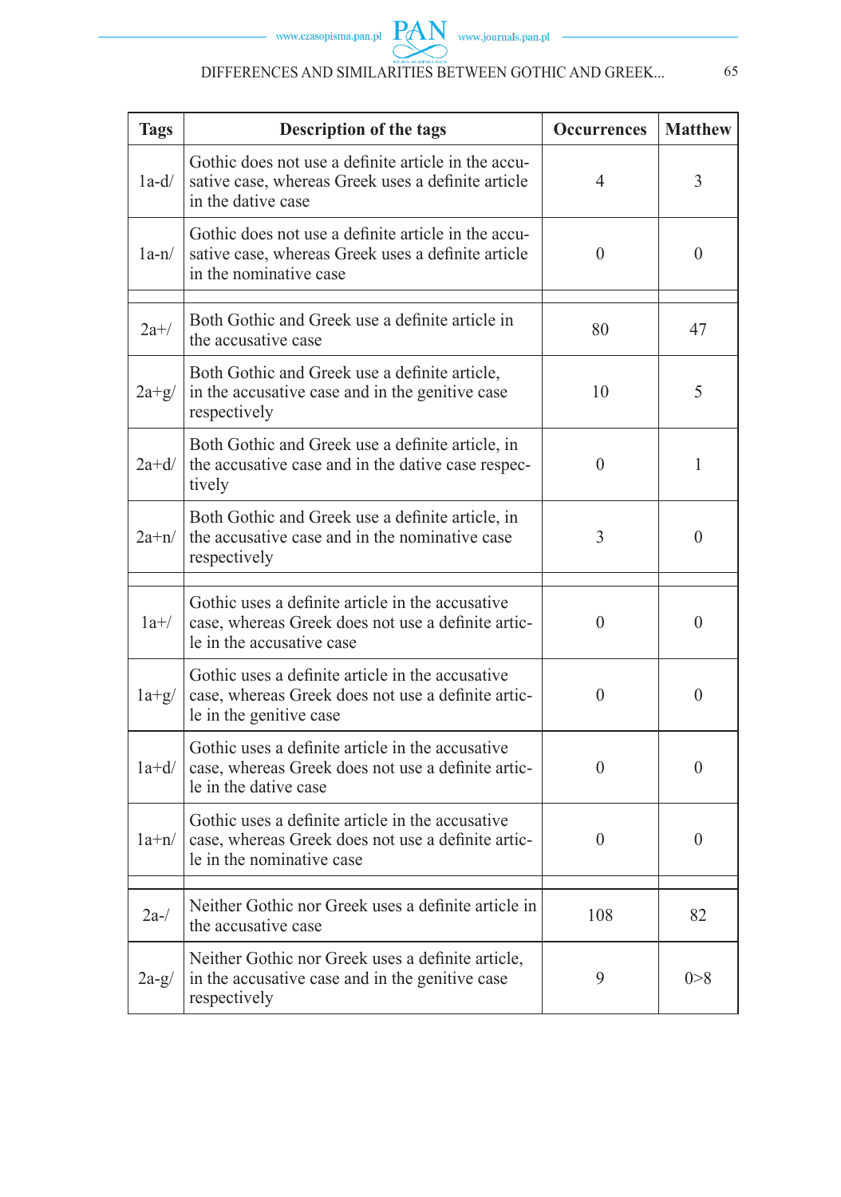| Tags | Description of the tags | Occurrences | Matthew |
|---|---|---|---|
| 1a-d/ | Gothic does not use a definite article in the accusative case, whereas Greek uses a definite article in the dative case | 4 | 3 |
| 1a-n/ | Gothic does not use a definite article in the accusative case, whereas Greek uses a definite article in the nominative case | 0 | 0 |
| | | | |
| 2a+/ | Both Gothic and Greek use a definite article in the accusative case | 80 | 47 |
| 2a+g/ | Both Gothic and Greek use a definite article, in the accusative case and in the genitive case respectively | 10 | 5 |
| 2a+d/ | Both Gothic and Greek use a definite article, in the accusative case and in the dative case respectively | 0 | 1 |
| 2a+n/ | Both Gothic and Greek use a definite article, in the accusative case and in the nominative case respectively | 3 | 0 |
| | | | |
| 1a+/ | Gothic uses a definite article in the accusative case, whereas Greek does not use a definite article in the accusative case | 0 | 0 |
| 1a+g/ | Gothic uses a definite article in the accusative case, whereas Greek does not use a definite article in the genitive case | 0 | 0 |
| 1a+d/ | Gothic uses a definite article in the accusative case, whereas Greek does not use a definite article in the dative case | 0 | 0 |
| 1a+n/ | Gothic uses a definite article in the accusative case, whereas Greek does not use a definite article in the nominative case | 0 | 0 |
| | | | |
| 2a-/ | Neither Gothic nor Greek uses a definite article in the accusative case | 108 | 82 |
| 2a-g/ | Neither Gothic nor Greek uses a definite article, in the accusative case and in the genitive case respectively | 9 | 0>8 |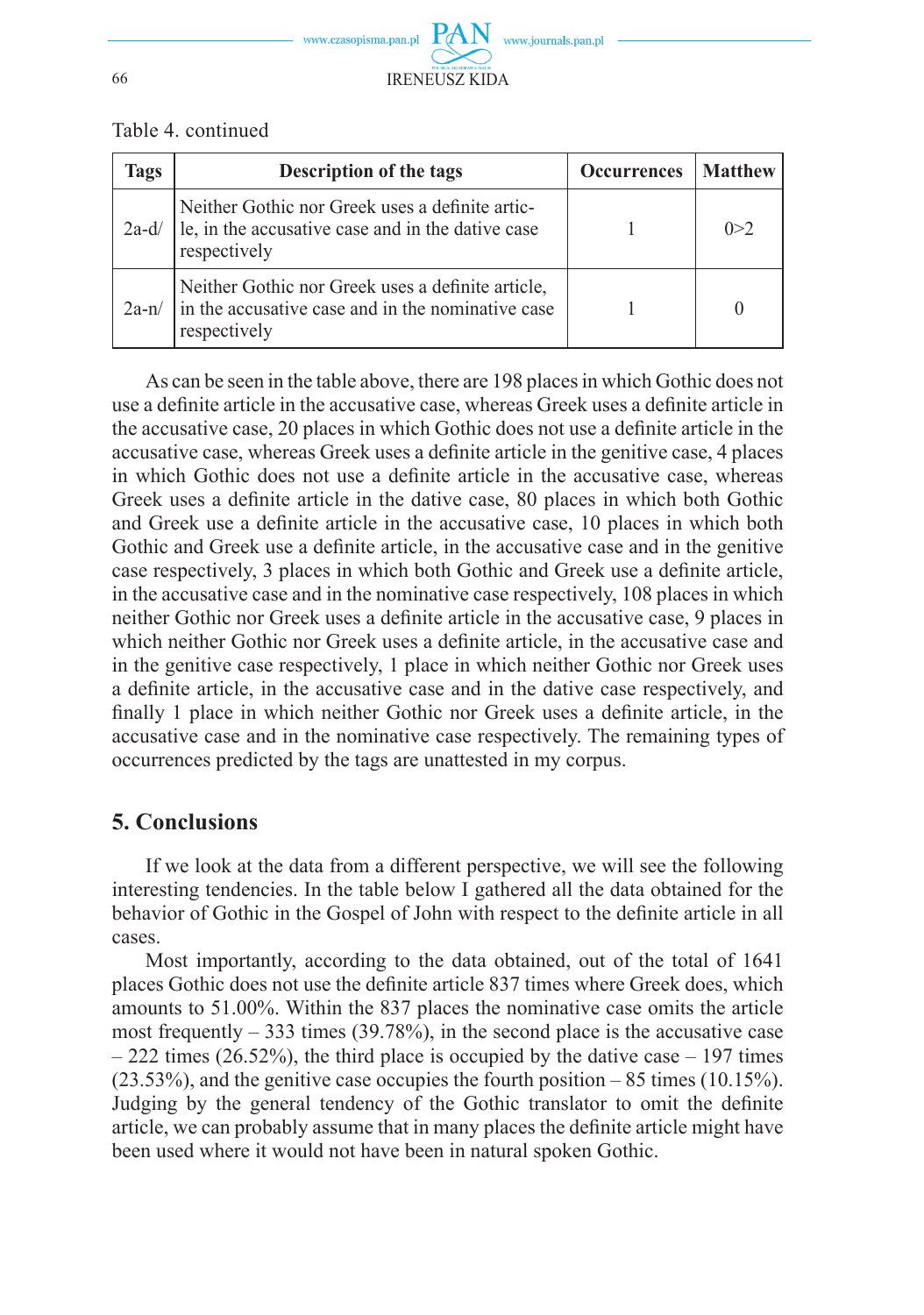Table 4. continued

| Tags | Description of the tags | Occurrences | Matthew |
|---|---|---|---|
| 2a-d/ | Neither Gothic nor Greek uses a definite article, in the accusative case and in the dative case respectively | 1 | 0>2 |
| 2a-n/ | Neither Gothic nor Greek uses a definite article, in the accusative case and in the nominative case respectively | 1 | 0 |

As can be seen in the table above, there are 198 places in which Gothic does not use a definite article in the accusative case, whereas Greek uses a definite article in the accusative case, 20 places in which Gothic does not use a definite article in the accusative case, whereas Greek uses a definite article in the genitive case, 4 places in which Gothic does not use a definite article in the accusative case, whereas Greek uses a definite article in the dative case, 80 places in which both Gothic and Greek use a definite article in the accusative case, 10 places in which both Gothic and Greek use a definite article, in the accusative case and in the genitive case respectively, 3 places in which both Gothic and Greek use a definite article, in the accusative case and in the nominative case respectively, 108 places in which neither Gothic nor Greek uses a definite article in the accusative case, 9 places in which neither Gothic nor Greek uses a definite article, in the accusative case and in the genitive case respectively, 1 place in which neither Gothic nor Greek uses a definite article, in the accusative case and in the dative case respectively, and finally 1 place in which neither Gothic nor Greek uses a definite article, in the accusative case and in the nominative case respectively. The remaining types of occurrences predicted by the tags are unattested in my corpus.

## 5. Conclusions

If we look at the data from a different perspective, we will see the following interesting tendencies. In the table below I gathered all the data obtained for the behavior of Gothic in the Gospel of John with respect to the definite article in all cases.

Most importantly, according to the data obtained, out of the total of 1641 places Gothic does not use the definite article 837 times where Greek does, which amounts to 51.00%. Within the 837 places the nominative case omits the article most frequently – 333 times (39.78%), in the second place is the accusative case – 222 times (26.52%), the third place is occupied by the dative case – 197 times (23.53%), and the genitive case occupies the fourth position – 85 times (10.15%). Judging by the general tendency of the Gothic translator to omit the definite article, we can probably assume that in many places the definite article might have been used where it would not have been in natural spoken Gothic.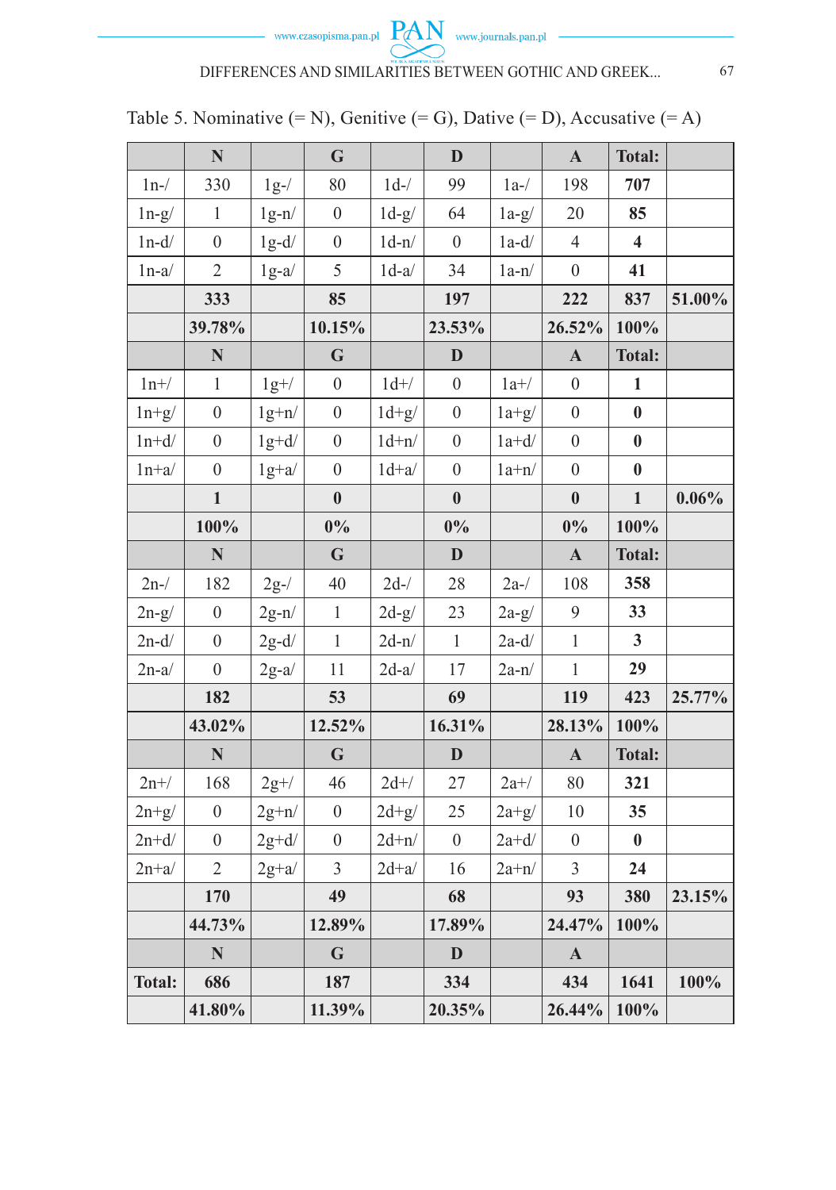Table 5. Nominative (= N), Genitive (= G), Dative (= D), Accusative (= A)

| | N | | G | | D | | A | Total: | |
|---|---|---|---|---|---|---|---|---|---|
| 1n-/ | 330 | 1g-/ | 80 | 1d-/ | 99 | 1a-/ | 198 | **707** | |
| 1n-g/ | 1 | 1g-n/ | 0 | 1d-g/ | 64 | 1a-g/ | 20 | **85** | |
| 1n-d/ | 0 | 1g-d/ | 0 | 1d-n/ | 0 | 1a-d/ | 4 | **4** | |
| 1n-a/ | 2 | 1g-a/ | 5 | 1d-a/ | 34 | 1a-n/ | 0 | **41** | |
| | **333** | | **85** | | **197** | | **222** | **837** | **51.00%** |
| | **39.78%** | | **10.15%** | | **23.53%** | | **26.52%** | **100%** | |
| | **N** | | **G** | | **D** | | **A** | **Total:** | |
| 1n+/ | 1 | 1g+/ | 0 | 1d+/ | 0 | 1a+/ | 0 | **1** | |
| 1n+g/ | 0 | 1g+n/ | 0 | 1d+g/ | 0 | 1a+g/ | 0 | **0** | |
| 1n+d/ | 0 | 1g+d/ | 0 | 1d+n/ | 0 | 1a+d/ | 0 | **0** | |
| 1n+a/ | 0 | 1g+a/ | 0 | 1d+a/ | 0 | 1a+n/ | 0 | **0** | |
| | **1** | | **0** | | **0** | | **0** | **1** | **0.06%** |
| | **100%** | | **0%** | | **0%** | | **0%** | **100%** | |
| | **N** | | **G** | | **D** | | **A** | **Total:** | |
| 2n-/ | 182 | 2g-/ | 40 | 2d-/ | 28 | 2a-/ | 108 | **358** | |
| 2n-g/ | 0 | 2g-n/ | 1 | 2d-g/ | 23 | 2a-g/ | 9 | **33** | |
| 2n-d/ | 0 | 2g-d/ | 1 | 2d-n/ | 1 | 2a-d/ | 1 | **3** | |
| 2n-a/ | 0 | 2g-a/ | 11 | 2d-a/ | 17 | 2a-n/ | 1 | **29** | |
| | **182** | | **53** | | **69** | | **119** | **423** | **25.77%** |
| | **43.02%** | | **12.52%** | | **16.31%** | | **28.13%** | **100%** | |
| | **N** | | **G** | | **D** | | **A** | **Total:** | |
| 2n+/ | 168 | 2g+/ | 46 | 2d+/ | 27 | 2a+/ | 80 | **321** | |
| 2n+g/ | 0 | 2g+n/ | 0 | 2d+g/ | 25 | 2a+g/ | 10 | **35** | |
| 2n+d/ | 0 | 2g+d/ | 0 | 2d+n/ | 0 | 2a+d/ | 0 | **0** | |
| 2n+a/ | 2 | 2g+a/ | 3 | 2d+a/ | 16 | 2a+n/ | 3 | **24** | |
| | **170** | | **49** | | **68** | | **93** | **380** | **23.15%** |
| | **44.73%** | | **12.89%** | | **17.89%** | | **24.47%** | **100%** | |
| | **N** | | **G** | | **D** | | **A** | | |
| **Total:** | **686** | | **187** | | **334** | | **434** | **1641** | **100%** |
| | **41.80%** | | **11.39%** | | **20.35%** | | **26.44%** | **100%** | |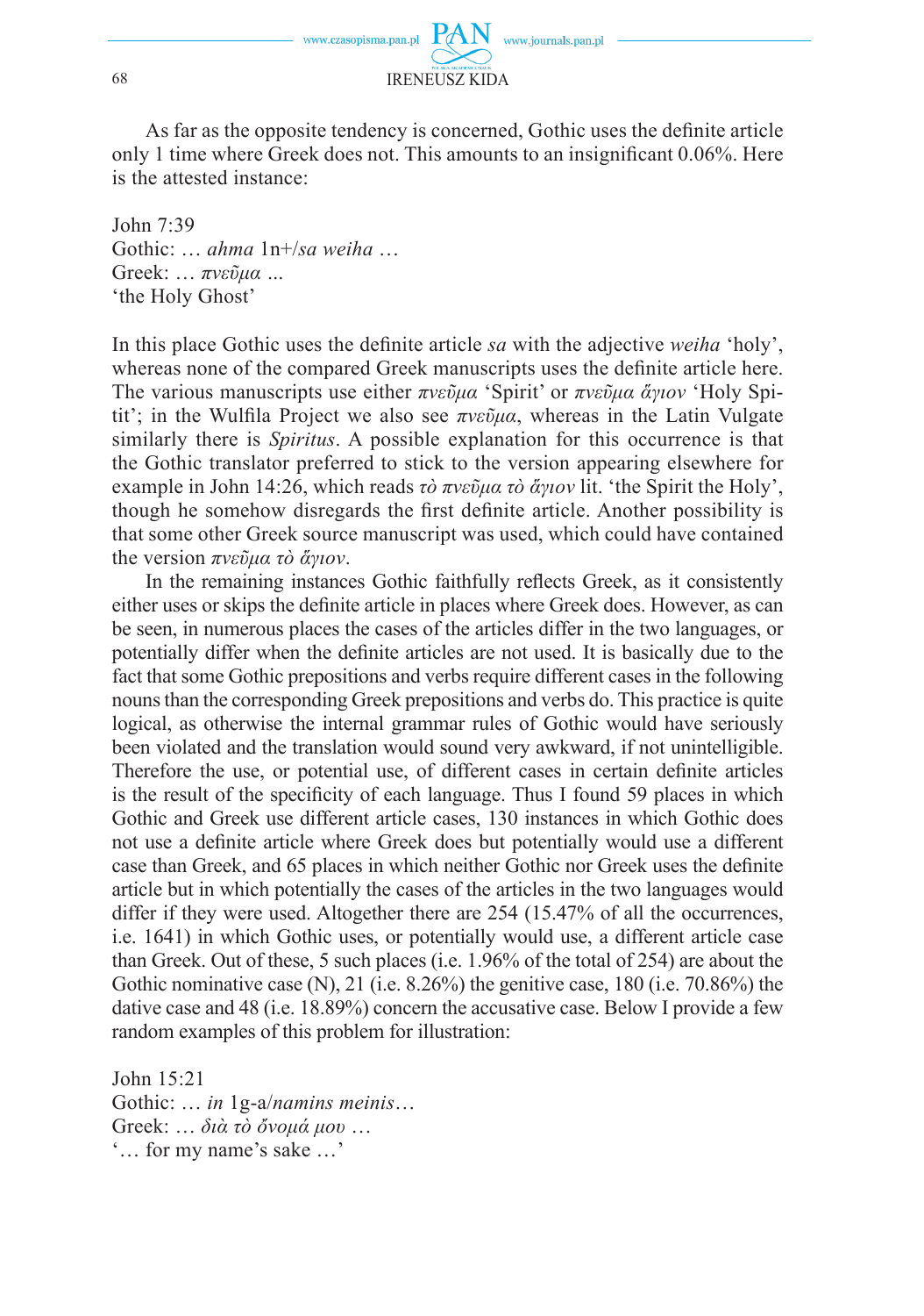As far as the opposite tendency is concerned, Gothic uses the definite article only 1 time where Greek does not. This amounts to an insignificant 0.06%. Here is the attested instance:

John 7:39  
Gothic: … *ahma* 1n+/*sa weiha* …  
Greek: … *πνεῦμα* ...  
'the Holy Ghost'

In this place Gothic uses the definite article *sa* with the adjective *weiha* 'holy', whereas none of the compared Greek manuscripts uses the definite article here. The various manuscripts use either *πνεῦμα* 'Spirit' or *πνεῦμα ἅγιον* 'Holy Spitit'; in the Wulfila Project we also see *πνεῦμα*, whereas in the Latin Vulgate similarly there is *Spiritus*. A possible explanation for this occurrence is that the Gothic translator preferred to stick to the version appearing elsewhere for example in John 14:26, which reads *τὸ πνεῦμα τὸ ἅγιον* lit. 'the Spirit the Holy', though he somehow disregards the first definite article. Another possibility is that some other Greek source manuscript was used, which could have contained the version *πνεῦμα τὸ ἅγιον*.

In the remaining instances Gothic faithfully reflects Greek, as it consistently either uses or skips the definite article in places where Greek does. However, as can be seen, in numerous places the cases of the articles differ in the two languages, or potentially differ when the definite articles are not used. It is basically due to the fact that some Gothic prepositions and verbs require different cases in the following nouns than the corresponding Greek prepositions and verbs do. This practice is quite logical, as otherwise the internal grammar rules of Gothic would have seriously been violated and the translation would sound very awkward, if not unintelligible. Therefore the use, or potential use, of different cases in certain definite articles is the result of the specificity of each language. Thus I found 59 places in which Gothic and Greek use different article cases, 130 instances in which Gothic does not use a definite article where Greek does but potentially would use a different case than Greek, and 65 places in which neither Gothic nor Greek uses the definite article but in which potentially the cases of the articles in the two languages would differ if they were used. Altogether there are 254 (15.47% of all the occurrences, i.e. 1641) in which Gothic uses, or potentially would use, a different article case than Greek. Out of these, 5 such places (i.e. 1.96% of the total of 254) are about the Gothic nominative case (N), 21 (i.e. 8.26%) the genitive case, 180 (i.e. 70.86%) the dative case and 48 (i.e. 18.89%) concern the accusative case. Below I provide a few random examples of this problem for illustration:

John 15:21  
Gothic: … *in* 1g-a/*namins meinis*…  
Greek: … *διὰ τὸ ὄνομά μου* …  
'… for my name's sake …'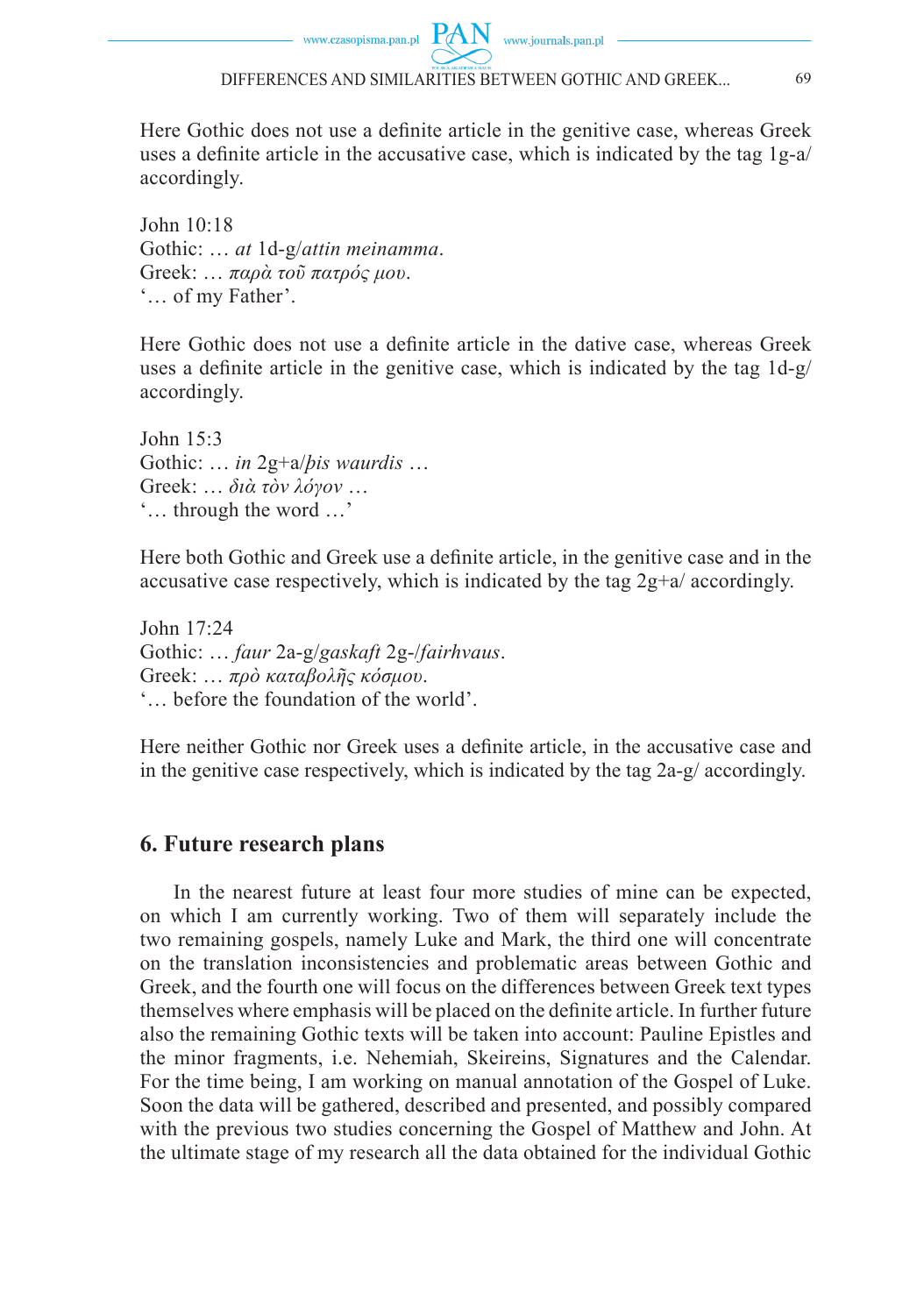Here Gothic does not use a definite article in the genitive case, whereas Greek uses a definite article in the accusative case, which is indicated by the tag 1g-a/ accordingly.

John 10:18  
Gothic: … *at* 1d-g/*attin meinamma*.  
Greek: … *παρὰ τοῦ πατρός μου*.  
'… of my Father'.

Here Gothic does not use a definite article in the dative case, whereas Greek uses a definite article in the genitive case, which is indicated by the tag 1d-g/ accordingly.

John 15:3  
Gothic: … *in* 2g+a/*þis waurdis* …  
Greek: … *διὰ τὸν λόγον* …  
'… through the word …'

Here both Gothic and Greek use a definite article, in the genitive case and in the accusative case respectively, which is indicated by the tag 2g+a/ accordingly.

John 17:24  
Gothic: … *faur* 2a-g/*gaskaft* 2g-/*fairhvaus*.  
Greek: … *πρὸ καταβολῆς κόσμου*.  
'… before the foundation of the world'.

Here neither Gothic nor Greek uses a definite article, in the accusative case and in the genitive case respectively, which is indicated by the tag 2a-g/ accordingly.

## 6. Future research plans

In the nearest future at least four more studies of mine can be expected, on which I am currently working. Two of them will separately include the two remaining gospels, namely Luke and Mark, the third one will concentrate on the translation inconsistencies and problematic areas between Gothic and Greek, and the fourth one will focus on the differences between Greek text types themselves where emphasis will be placed on the definite article. In further future also the remaining Gothic texts will be taken into account: Pauline Epistles and the minor fragments, i.e. Nehemiah, Skeireins, Signatures and the Calendar. For the time being, I am working on manual annotation of the Gospel of Luke. Soon the data will be gathered, described and presented, and possibly compared with the previous two studies concerning the Gospel of Matthew and John. At the ultimate stage of my research all the data obtained for the individual Gothic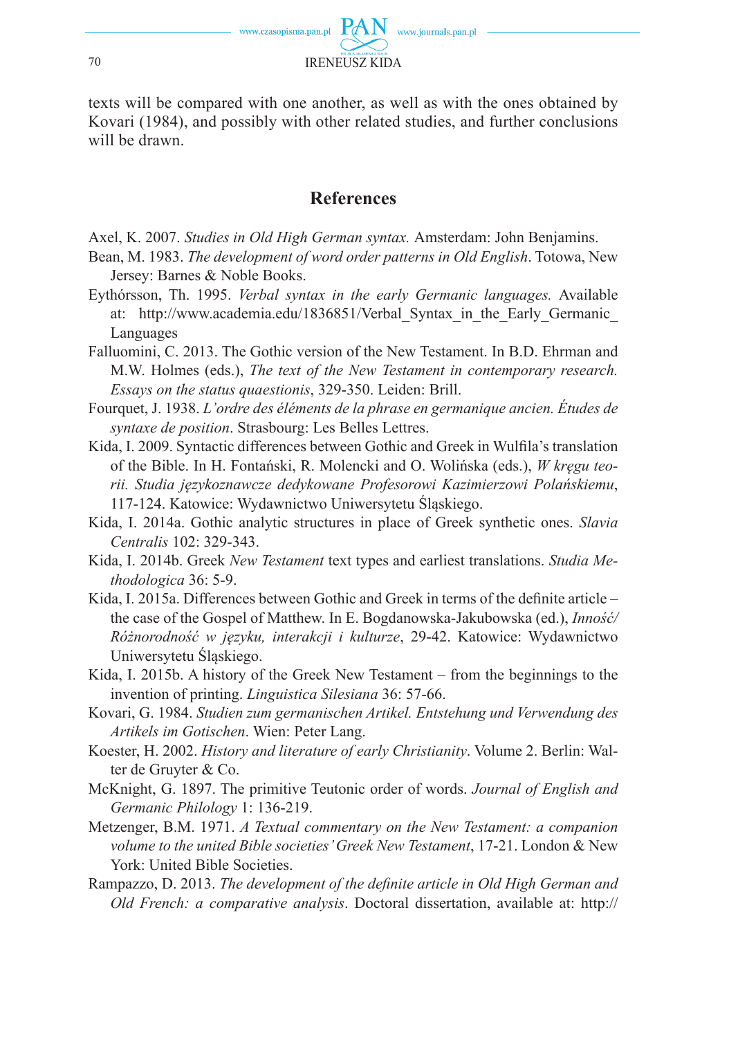texts will be compared with one another, as well as with the ones obtained by Kovari (1984), and possibly with other related studies, and further conclusions will be drawn.

## References

Axel, K. 2007. *Studies in Old High German syntax.* Amsterdam: John Benjamins.

Bean, M. 1983. *The development of word order patterns in Old English*. Totowa, New Jersey: Barnes & Noble Books.

Eythórsson, Th. 1995. *Verbal syntax in the early Germanic languages.* Available at: http://www.academia.edu/1836851/Verbal_Syntax_in_the_Early_Germanic_Languages

Falluomini, C. 2013. The Gothic version of the New Testament. In B.D. Ehrman and M.W. Holmes (eds.), *The text of the New Testament in contemporary research. Essays on the status quaestionis*, 329-350. Leiden: Brill.

Fourquet, J. 1938. *L'ordre des éléments de la phrase en germanique ancien. Études de syntaxe de position*. Strasbourg: Les Belles Lettres.

Kida, I. 2009. Syntactic differences between Gothic and Greek in Wulfila's translation of the Bible. In H. Fontański, R. Molencki and O. Wolińska (eds.), *W kręgu teorii. Studia językoznawcze dedykowane Profesorowi Kazimierzowi Polańskiemu*, 117-124. Katowice: Wydawnictwo Uniwersytetu Śląskiego.

Kida, I. 2014a. Gothic analytic structures in place of Greek synthetic ones. *Slavia Centralis* 102: 329-343.

Kida, I. 2014b. Greek *New Testament* text types and earliest translations. *Studia Methodologica* 36: 5-9.

Kida, I. 2015a. Differences between Gothic and Greek in terms of the definite article – the case of the Gospel of Matthew. In E. Bogdanowska-Jakubowska (ed.), *Inność/Różnorodność w języku, interakcji i kulturze*, 29-42. Katowice: Wydawnictwo Uniwersytetu Śląskiego.

Kida, I. 2015b. A history of the Greek New Testament – from the beginnings to the invention of printing. *Linguistica Silesiana* 36: 57-66.

Kovari, G. 1984. *Studien zum germanischen Artikel. Entstehung und Verwendung des Artikels im Gotischen*. Wien: Peter Lang.

Koester, H. 2002. *History and literature of early Christianity*. Volume 2. Berlin: Walter de Gruyter & Co.

McKnight, G. 1897. The primitive Teutonic order of words. *Journal of English and Germanic Philology* 1: 136-219.

Metzenger, B.M. 1971. *A Textual commentary on the New Testament: a companion volume to the united Bible societies' Greek New Testament*, 17-21. London & New York: United Bible Societies.

Rampazzo, D. 2013. *The development of the definite article in Old High German and Old French: a comparative analysis*. Doctoral dissertation, available at: http://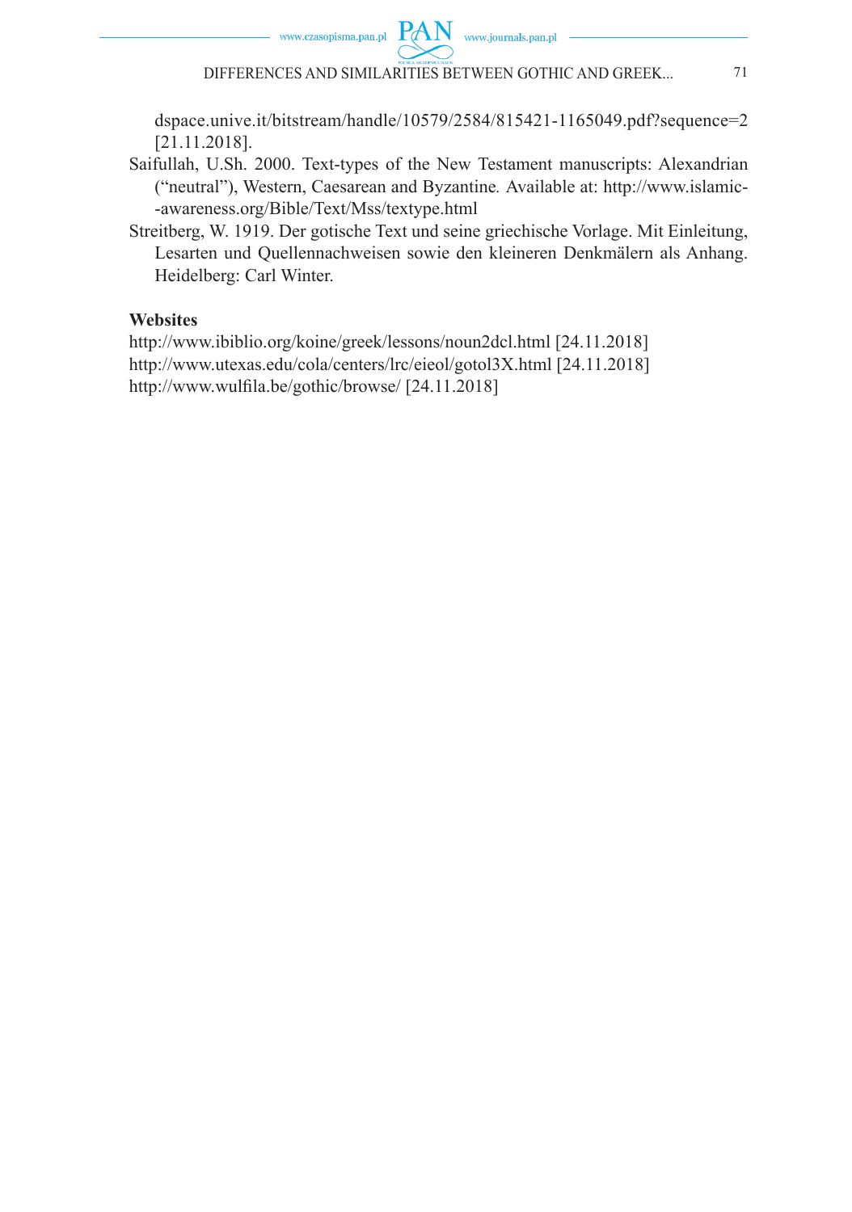dspace.unive.it/bitstream/handle/10579/2584/815421-1165049.pdf?sequence=2 [21.11.2018].

Saifullah, U.Sh. 2000. Text-types of the New Testament manuscripts: Alexandrian ("neutral"), Western, Caesarean and Byzantine*.* Available at: http://www.islamic-awareness.org/Bible/Text/Mss/textype.html

Streitberg, W. 1919. Der gotische Text und seine griechische Vorlage. Mit Einleitung, Lesarten und Quellennachweisen sowie den kleineren Denkmälern als Anhang. Heidelberg: Carl Winter.

**Websites**

http://www.ibiblio.org/koine/greek/lessons/noun2dcl.html [24.11.2018]
http://www.utexas.edu/cola/centers/lrc/eieol/gotol3X.html [24.11.2018]
http://www.wulfila.be/gothic/browse/ [24.11.2018]